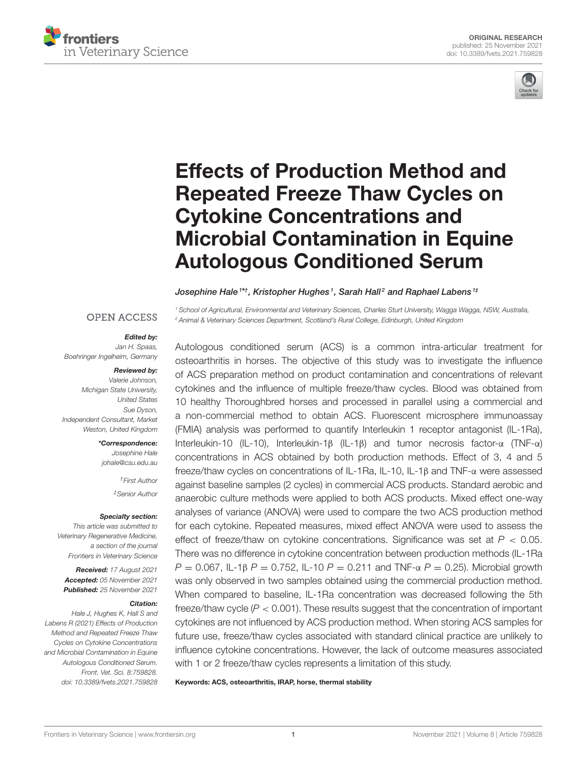ORIGINAL RESEARCH
published: 25 November 2021
doi: 10.3389/fvets.2021.759828

# Effects of Production Method and Repeated Freeze Thaw Cycles on Cytokine Concentrations and Microbial Contamination in Equine Autologous Conditioned Serum

*Josephine Hale[1*†], Kristopher Hughes[1], Sarah Hall[2] and Raphael Labens[1‡]*

[1] School of Agricultural, Environmental and Veterinary Sciences, Charles Sturt University, Wagga Wagga, NSW, Australia,
[2] Animal & Veterinary Sciences Department, Scotland's Rural College, Edinburgh, United Kingdom

OPEN ACCESS

***Edited by:***
Jan H. Spaas,
Boehringer Ingelheim, Germany

***Reviewed by:***
Valerie Johnson,
Michigan State University,
United States
Sue Dyson,
Independent Consultant, Market Weston, United Kingdom

****Correspondence:***
Josephine Hale
johale@csu.edu.au

*†First Author*

*‡Senior Author*

***Specialty section:***
This article was submitted to Veterinary Regenerative Medicine, a section of the journal Frontiers in Veterinary Science

***Received:*** 17 August 2021
***Accepted:*** 05 November 2021
***Published:*** 25 November 2021

***Citation:***
Hale J, Hughes K, Hall S and Labens R (2021) Effects of Production Method and Repeated Freeze Thaw Cycles on Cytokine Concentrations and Microbial Contamination in Equine Autologous Conditioned Serum. Front. Vet. Sci. 8:759828. doi: 10.3389/fvets.2021.759828

Autologous conditioned serum (ACS) is a common intra-articular treatment for osteoarthritis in horses. The objective of this study was to investigate the influence of ACS preparation method on product contamination and concentrations of relevant cytokines and the influence of multiple freeze/thaw cycles. Blood was obtained from 10 healthy Thoroughbred horses and processed in parallel using a commercial and a non-commercial method to obtain ACS. Fluorescent microsphere immunoassay (FMIA) analysis was performed to quantify Interleukin 1 receptor antagonist (IL-1Ra), Interleukin-10 (IL-10), Interleukin-1β (IL-1β) and tumor necrosis factor-α (TNF-α) concentrations in ACS obtained by both production methods. Effect of 3, 4 and 5 freeze/thaw cycles on concentrations of IL-1Ra, IL-10, IL-1β and TNF-α were assessed against baseline samples (2 cycles) in commercial ACS products. Standard aerobic and anaerobic culture methods were applied to both ACS products. Mixed effect one-way analyses of variance (ANOVA) were used to compare the two ACS production method for each cytokine. Repeated measures, mixed effect ANOVA were used to assess the effect of freeze/thaw on cytokine concentrations. Significance was set at $P < 0.05$. There was no difference in cytokine concentration between production methods (IL-1Ra $P = 0.067$, IL-1β $P = 0.752$, IL-10 $P = 0.211$ and TNF-α $P = 0.25$). Microbial growth was only observed in two samples obtained using the commercial production method. When compared to baseline, IL-1Ra concentration was decreased following the 5th freeze/thaw cycle ($P < 0.001$). These results suggest that the concentration of important cytokines are not influenced by ACS production method. When storing ACS samples for future use, freeze/thaw cycles associated with standard clinical practice are unlikely to influence cytokine concentrations. However, the lack of outcome measures associated with 1 or 2 freeze/thaw cycles represents a limitation of this study.

**Keywords: ACS, osteoarthritis, IRAP, horse, thermal stability**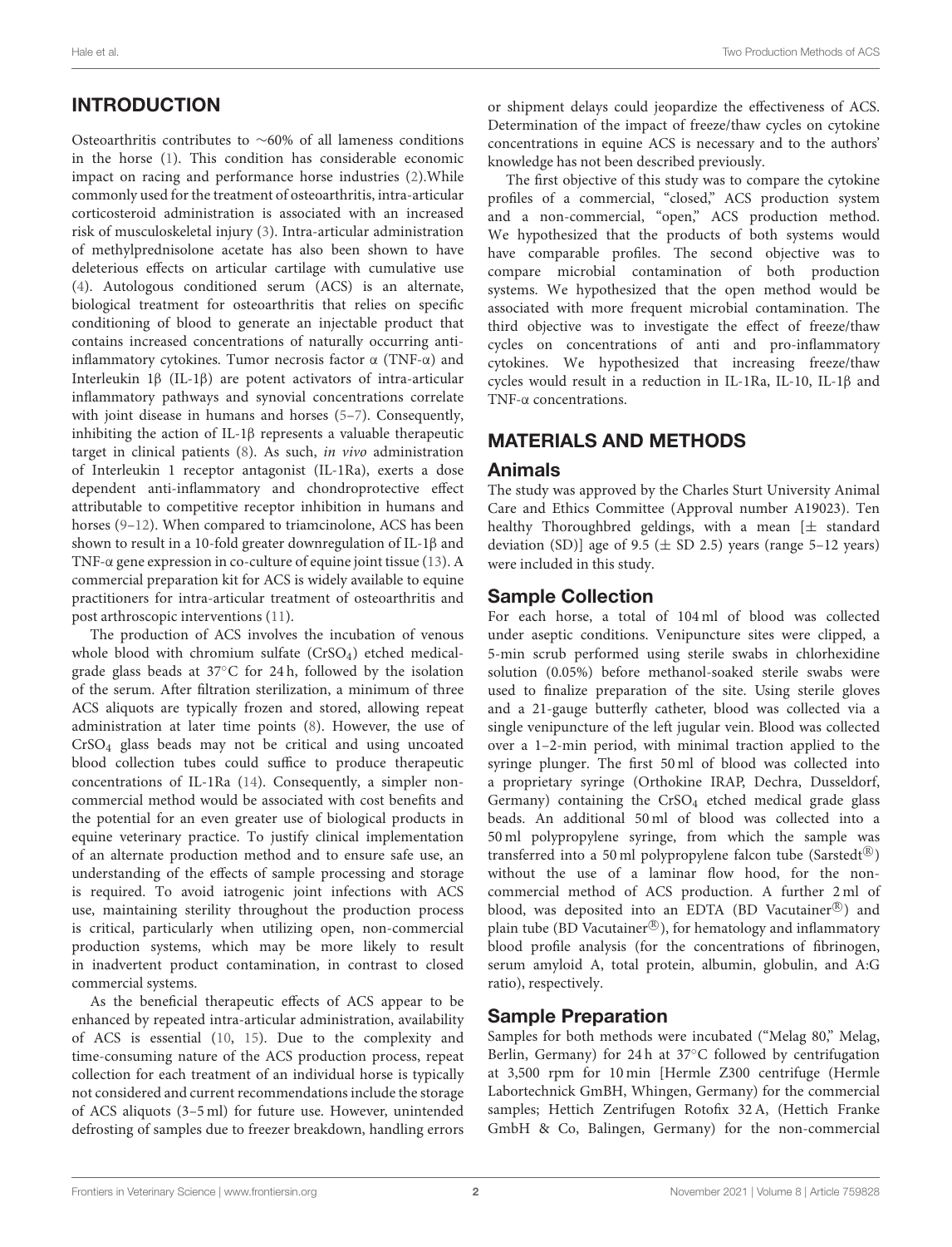## INTRODUCTION

Osteoarthritis contributes to ∼60% of all lameness conditions in the horse (1). This condition has considerable economic impact on racing and performance horse industries (2).While commonly used for the treatment of osteoarthritis, intra-articular corticosteroid administration is associated with an increased risk of musculoskeletal injury (3). Intra-articular administration of methylprednisolone acetate has also been shown to have deleterious effects on articular cartilage with cumulative use (4). Autologous conditioned serum (ACS) is an alternate, biological treatment for osteoarthritis that relies on specific conditioning of blood to generate an injectable product that contains increased concentrations of naturally occurring anti-inflammatory cytokines. Tumor necrosis factor α (TNF-α) and Interleukin 1β (IL-1β) are potent activators of intra-articular inflammatory pathways and synovial concentrations correlate with joint disease in humans and horses (5–7). Consequently, inhibiting the action of IL-1β represents a valuable therapeutic target in clinical patients (8). As such, *in vivo* administration of Interleukin 1 receptor antagonist (IL-1Ra), exerts a dose dependent anti-inflammatory and chondroprotective effect attributable to competitive receptor inhibition in humans and horses (9–12). When compared to triamcinolone, ACS has been shown to result in a 10-fold greater downregulation of IL-1β and TNF-α gene expression in co-culture of equine joint tissue (13). A commercial preparation kit for ACS is widely available to equine practitioners for intra-articular treatment of osteoarthritis and post arthroscopic interventions (11).

The production of ACS involves the incubation of venous whole blood with chromium sulfate ($CrSO_4$) etched medical-grade glass beads at 37°C for 24 h, followed by the isolation of the serum. After filtration sterilization, a minimum of three ACS aliquots are typically frozen and stored, allowing repeat administration at later time points (8). However, the use of $CrSO_4$ glass beads may not be critical and using uncoated blood collection tubes could suffice to produce therapeutic concentrations of IL-1Ra (14). Consequently, a simpler non-commercial method would be associated with cost benefits and the potential for an even greater use of biological products in equine veterinary practice. To justify clinical implementation of an alternate production method and to ensure safe use, an understanding of the effects of sample processing and storage is required. To avoid iatrogenic joint infections with ACS use, maintaining sterility throughout the production process is critical, particularly when utilizing open, non-commercial production systems, which may be more likely to result in inadvertent product contamination, in contrast to closed commercial systems.

As the beneficial therapeutic effects of ACS appear to be enhanced by repeated intra-articular administration, availability of ACS is essential (10, 15). Due to the complexity and time-consuming nature of the ACS production process, repeat collection for each treatment of an individual horse is typically not considered and current recommendations include the storage of ACS aliquots (3–5 ml) for future use. However, unintended defrosting of samples due to freezer breakdown, handling errors or shipment delays could jeopardize the effectiveness of ACS. Determination of the impact of freeze/thaw cycles on cytokine concentrations in equine ACS is necessary and to the authors' knowledge has not been described previously.

The first objective of this study was to compare the cytokine profiles of a commercial, "closed," ACS production system and a non-commercial, "open," ACS production method. We hypothesized that the products of both systems would have comparable profiles. The second objective was to compare microbial contamination of both production systems. We hypothesized that the open method would be associated with more frequent microbial contamination. The third objective was to investigate the effect of freeze/thaw cycles on concentrations of anti and pro-inflammatory cytokines. We hypothesized that increasing freeze/thaw cycles would result in a reduction in IL-1Ra, IL-10, IL-1β and TNF-α concentrations.

## MATERIALS AND METHODS

### Animals

The study was approved by the Charles Sturt University Animal Care and Ethics Committee (Approval number A19023). Ten healthy Thoroughbred geldings, with a mean [± standard deviation (SD)] age of 9.5 (± SD 2.5) years (range 5–12 years) were included in this study.

### Sample Collection

For each horse, a total of 104 ml of blood was collected under aseptic conditions. Venipuncture sites were clipped, a 5-min scrub performed using sterile swabs in chlorhexidine solution (0.05%) before methanol-soaked sterile swabs were used to finalize preparation of the site. Using sterile gloves and a 21-gauge butterfly catheter, blood was collected via a single venipuncture of the left jugular vein. Blood was collected over a 1–2-min period, with minimal traction applied to the syringe plunger. The first 50 ml of blood was collected into a proprietary syringe (Orthokine IRAP, Dechra, Dusseldorf, Germany) containing the $CrSO_4$ etched medical grade glass beads. An additional 50 ml of blood was collected into a 50 ml polypropylene syringe, from which the sample was transferred into a 50 ml polypropylene falcon tube (Sarstedt®) without the use of a laminar flow hood, for the non-commercial method of ACS production. A further 2 ml of blood, was deposited into an EDTA (BD Vacutainer®) and plain tube (BD Vacutainer®), for hematology and inflammatory blood profile analysis (for the concentrations of fibrinogen, serum amyloid A, total protein, albumin, globulin, and A:G ratio), respectively.

### Sample Preparation

Samples for both methods were incubated ("Melag 80," Melag, Berlin, Germany) for 24 h at 37°C followed by centrifugation at 3,500 rpm for 10 min [Hermle Z300 centrifuge (Hermle Labortechnick GmbH, Whingen, Germany) for the commercial samples; Hettich Zentrifugen Rotofix 32 A, (Hettich Franke GmbH & Co, Balingen, Germany) for the non-commercial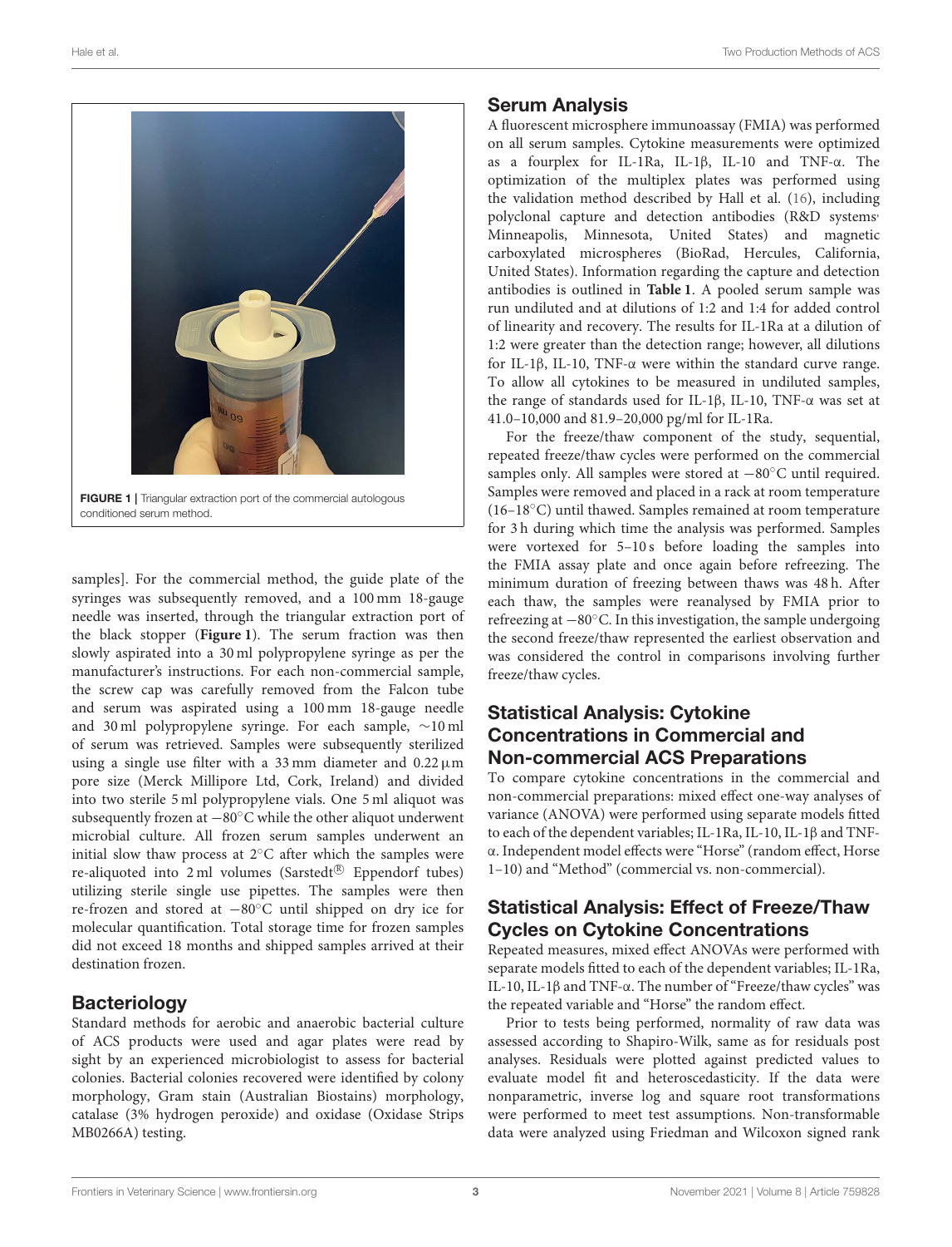FIGURE 1 | Triangular extraction port of the commercial autologous conditioned serum method.

samples]. For the commercial method, the guide plate of the syringes was subsequently removed, and a 100 mm 18-gauge needle was inserted, through the triangular extraction port of the black stopper (**Figure 1**). The serum fraction was then slowly aspirated into a 30 ml polypropylene syringe as per the manufacturer's instructions. For each non-commercial sample, the screw cap was carefully removed from the Falcon tube and serum was aspirated using a 100 mm 18-gauge needle and 30 ml polypropylene syringe. For each sample, ∼10 ml of serum was retrieved. Samples were subsequently sterilized using a single use filter with a 33 mm diameter and 0.22 μm pore size (Merck Millipore Ltd, Cork, Ireland) and divided into two sterile 5 ml polypropylene vials. One 5 ml aliquot was subsequently frozen at −80°C while the other aliquot underwent microbial culture. All frozen serum samples underwent an initial slow thaw process at 2°C after which the samples were re-aliquoted into 2 ml volumes (Sarstedt® Eppendorf tubes) utilizing sterile single use pipettes. The samples were then re-frozen and stored at −80°C until shipped on dry ice for molecular quantification. Total storage time for frozen samples did not exceed 18 months and shipped samples arrived at their destination frozen.

## Bacteriology

Standard methods for aerobic and anaerobic bacterial culture of ACS products were used and agar plates were read by sight by an experienced microbiologist to assess for bacterial colonies. Bacterial colonies recovered were identified by colony morphology, Gram stain (Australian Biostains) morphology, catalase (3% hydrogen peroxide) and oxidase (Oxidase Strips MB0266A) testing.

## Serum Analysis

A fluorescent microsphere immunoassay (FMIA) was performed on all serum samples. Cytokine measurements were optimized as a fourplex for IL-1Ra, IL-1β, IL-10 and TNF-α. The optimization of the multiplex plates was performed using the validation method described by Hall et al. (16), including polyclonal capture and detection antibodies (R&D systems, Minneapolis, Minnesota, United States) and magnetic carboxylated microspheres (BioRad, Hercules, California, United States). Information regarding the capture and detection antibodies is outlined in **Table 1**. A pooled serum sample was run undiluted and at dilutions of 1:2 and 1:4 for added control of linearity and recovery. The results for IL-1Ra at a dilution of 1:2 were greater than the detection range; however, all dilutions for IL-1β, IL-10, TNF-α were within the standard curve range. To allow all cytokines to be measured in undiluted samples, the range of standards used for IL-1β, IL-10, TNF-α was set at 41.0–10,000 and 81.9–20,000 pg/ml for IL-1Ra.

For the freeze/thaw component of the study, sequential, repeated freeze/thaw cycles were performed on the commercial samples only. All samples were stored at −80°C until required. Samples were removed and placed in a rack at room temperature (16–18°C) until thawed. Samples remained at room temperature for 3 h during which time the analysis was performed. Samples were vortexed for 5–10 s before loading the samples into the FMIA assay plate and once again before refreezing. The minimum duration of freezing between thaws was 48 h. After each thaw, the samples were reanalysed by FMIA prior to refreezing at −80°C. In this investigation, the sample undergoing the second freeze/thaw represented the earliest observation and was considered the control in comparisons involving further freeze/thaw cycles.

## Statistical Analysis: Cytokine Concentrations in Commercial and Non-commercial ACS Preparations

To compare cytokine concentrations in the commercial and non-commercial preparations: mixed effect one-way analyses of variance (ANOVA) were performed using separate models fitted to each of the dependent variables; IL-1Ra, IL-10, IL-1β and TNF-α. Independent model effects were "Horse" (random effect, Horse 1–10) and "Method" (commercial vs. non-commercial).

## Statistical Analysis: Effect of Freeze/Thaw Cycles on Cytokine Concentrations

Repeated measures, mixed effect ANOVAs were performed with separate models fitted to each of the dependent variables; IL-1Ra, IL-10, IL-1β and TNF-α. The number of "Freeze/thaw cycles" was the repeated variable and "Horse" the random effect.

Prior to tests being performed, normality of raw data was assessed according to Shapiro-Wilk, same as for residuals post analyses. Residuals were plotted against predicted values to evaluate model fit and heteroscedasticity. If the data were nonparametric, inverse log and square root transformations were performed to meet test assumptions. Non-transformable data were analyzed using Friedman and Wilcoxon signed rank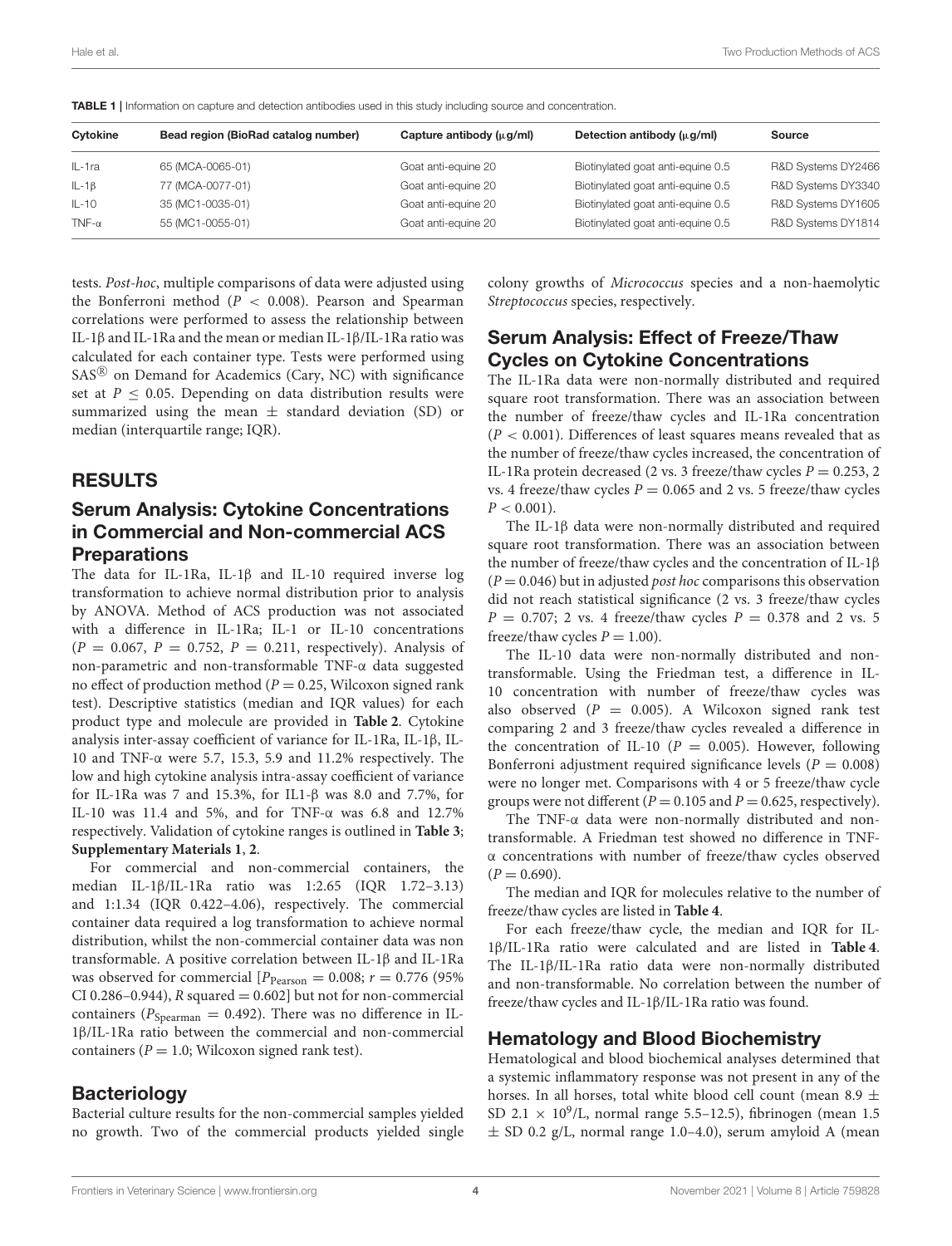**TABLE 1** | Information on capture and detection antibodies used in this study including source and concentration.

| Cytokine | Bead region (BioRad catalog number) | Capture antibody (μg/ml) | Detection antibody (μg/ml) | Source |
|---|---|---|---|---|
| IL-1ra | 65 (MCA-0065-01) | Goat anti-equine 20 | Biotinylated goat anti-equine 0.5 | R&D Systems DY2466 |
| IL-1β | 77 (MCA-0077-01) | Goat anti-equine 20 | Biotinylated goat anti-equine 0.5 | R&D Systems DY3340 |
| IL-10 | 35 (MC1-0035-01) | Goat anti-equine 20 | Biotinylated goat anti-equine 0.5 | R&D Systems DY1605 |
| TNF-α | 55 (MC1-0055-01) | Goat anti-equine 20 | Biotinylated goat anti-equine 0.5 | R&D Systems DY1814 |

tests. *Post-hoc*, multiple comparisons of data were adjusted using the Bonferroni method ($P < 0.008$). Pearson and Spearman correlations were performed to assess the relationship between IL-1β and IL-1Ra and the mean or median IL-1β/IL-1Ra ratio was calculated for each container type. Tests were performed using SAS® on Demand for Academics (Cary, NC) with significance set at $P \leq 0.05$. Depending on data distribution results were summarized using the mean ± standard deviation (SD) or median (interquartile range; IQR).

## RESULTS

### Serum Analysis: Cytokine Concentrations in Commercial and Non-commercial ACS Preparations

The data for IL-1Ra, IL-1β and IL-10 required inverse log transformation to achieve normal distribution prior to analysis by ANOVA. Method of ACS production was not associated with a difference in IL-1Ra; IL-1 or IL-10 concentrations ($P = 0.067$, $P = 0.752$, $P = 0.211$, respectively). Analysis of non-parametric and non-transformable TNF-α data suggested no effect of production method ($P = 0.25$, Wilcoxon signed rank test). Descriptive statistics (median and IQR values) for each product type and molecule are provided in **Table 2**. Cytokine analysis inter-assay coefficient of variance for IL-1Ra, IL-1β, IL-10 and TNF-α were 5.7, 15.3, 5.9 and 11.2% respectively. The low and high cytokine analysis intra-assay coefficient of variance for IL-1Ra was 7 and 15.3%, for IL1-β was 8.0 and 7.7%, for IL-10 was 11.4 and 5%, and for TNF-α was 6.8 and 12.7% respectively. Validation of cytokine ranges is outlined in **Table 3**; **Supplementary Materials 1**, **2**.

For commercial and non-commercial containers, the median IL-1β/IL-1Ra ratio was 1:2.65 (IQR 1.72–3.13) and 1:1.34 (IQR 0.422–4.06), respectively. The commercial container data required a log transformation to achieve normal distribution, whilst the non-commercial container data was non transformable. A positive correlation between IL-1β and IL-1Ra was observed for commercial [$P_{Pearson} = 0.008$; $r = 0.776$ (95% CI 0.286–0.944), $R$ squared = 0.602] but not for non-commercial containers ($P_{Spearman} = 0.492$). There was no difference in IL-1β/IL-1Ra ratio between the commercial and non-commercial containers ($P = 1.0$; Wilcoxon signed rank test).

### Bacteriology

Bacterial culture results for the non-commercial samples yielded no growth. Two of the commercial products yielded single colony growths of *Micrococcus* species and a non-haemolytic *Streptococcus* species, respectively.

### Serum Analysis: Effect of Freeze/Thaw Cycles on Cytokine Concentrations

The IL-1Ra data were non-normally distributed and required square root transformation. There was an association between the number of freeze/thaw cycles and IL-1Ra concentration ($P < 0.001$). Differences of least squares means revealed that as the number of freeze/thaw cycles increased, the concentration of IL-1Ra protein decreased (2 vs. 3 freeze/thaw cycles $P = 0.253$, 2 vs. 4 freeze/thaw cycles $P = 0.065$ and 2 vs. 5 freeze/thaw cycles $P < 0.001$).

The IL-1β data were non-normally distributed and required square root transformation. There was an association between the number of freeze/thaw cycles and the concentration of IL-1β ($P = 0.046$) but in adjusted *post hoc* comparisons this observation did not reach statistical significance (2 vs. 3 freeze/thaw cycles $P = 0.707$; 2 vs. 4 freeze/thaw cycles $P = 0.378$ and 2 vs. 5 freeze/thaw cycles $P = 1.00$).

The IL-10 data were non-normally distributed and non-transformable. Using the Friedman test, a difference in IL-10 concentration with number of freeze/thaw cycles was also observed ($P = 0.005$). A Wilcoxon signed rank test comparing 2 and 3 freeze/thaw cycles revealed a difference in the concentration of IL-10 ($P = 0.005$). However, following Bonferroni adjustment required significance levels ($P = 0.008$) were no longer met. Comparisons with 4 or 5 freeze/thaw cycle groups were not different ($P = 0.105$ and $P = 0.625$, respectively).

The TNF-α data were non-normally distributed and non-transformable. A Friedman test showed no difference in TNF-α concentrations with number of freeze/thaw cycles observed ($P = 0.690$).

The median and IQR for molecules relative to the number of freeze/thaw cycles are listed in **Table 4**.

For each freeze/thaw cycle, the median and IQR for IL-1β/IL-1Ra ratio were calculated and are listed in **Table 4**. The IL-1β/IL-1Ra ratio data were non-normally distributed and non-transformable. No correlation between the number of freeze/thaw cycles and IL-1β/IL-1Ra ratio was found.

### Hematology and Blood Biochemistry

Hematological and blood biochemical analyses determined that a systemic inflammatory response was not present in any of the horses. In all horses, total white blood cell count (mean 8.9 ± SD 2.1 × $10^9$/L, normal range 5.5–12.5), fibrinogen (mean 1.5 ± SD 0.2 g/L, normal range 1.0–4.0), serum amyloid A (mean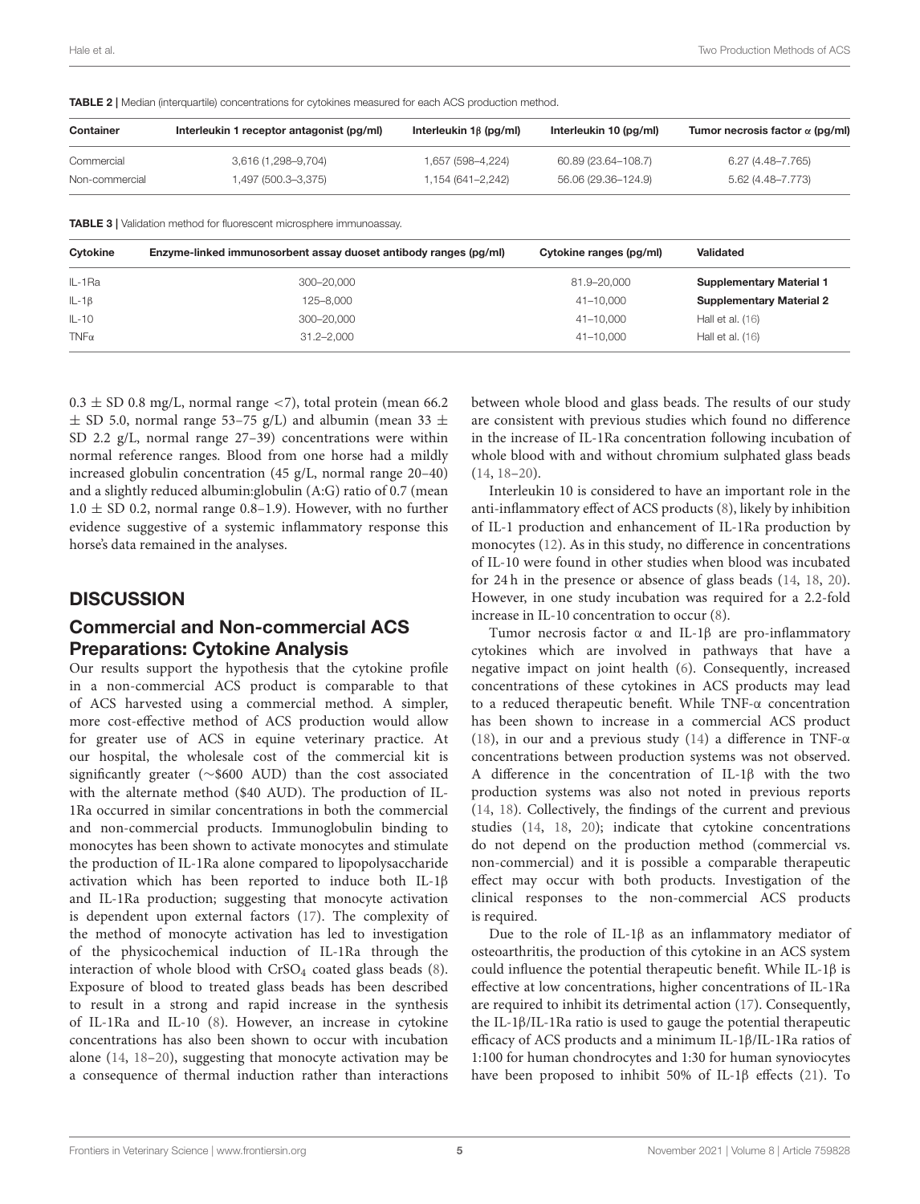**TABLE 2 |** Median (interquartile) concentrations for cytokines measured for each ACS production method.

| Container | Interleukin 1 receptor antagonist (pg/ml) | Interleukin 1β (pg/ml) | Interleukin 10 (pg/ml) | Tumor necrosis factor α (pg/ml) |
|---|---|---|---|---|
| Commercial | 3,616 (1,298–9,704) | 1,657 (598–4,224) | 60.89 (23.64–108.7) | 6.27 (4.48–7.765) |
| Non-commercial | 1,497 (500.3–3,375) | 1,154 (641–2,242) | 56.06 (29.36–124.9) | 5.62 (4.48–7.773) |

**TABLE 3 |** Validation method for fluorescent microsphere immunoassay.

| Cytokine | Enzyme-linked immunosorbent assay duoset antibody ranges (pg/ml) | Cytokine ranges (pg/ml) | Validated |
|---|---|---|---|
| IL-1Ra | 300–20,000 | 81.9–20,000 | **Supplementary Material 1** |
| IL-1β | 125–8,000 | 41–10,000 | **Supplementary Material 2** |
| IL-10 | 300–20,000 | 41–10,000 | Hall et al. (16) |
| TNFα | 31.2–2,000 | 41–10,000 | Hall et al. (16) |

0.3 ± SD 0.8 mg/L, normal range <7), total protein (mean 66.2 ± SD 5.0, normal range 53–75 g/L) and albumin (mean 33 ± SD 2.2 g/L, normal range 27–39) concentrations were within normal reference ranges. Blood from one horse had a mildly increased globulin concentration (45 g/L, normal range 20–40) and a slightly reduced albumin:globulin (A:G) ratio of 0.7 (mean 1.0 ± SD 0.2, normal range 0.8–1.9). However, with no further evidence suggestive of a systemic inflammatory response this horse's data remained in the analyses.

## DISCUSSION

### Commercial and Non-commercial ACS Preparations: Cytokine Analysis

Our results support the hypothesis that the cytokine profile in a non-commercial ACS product is comparable to that of ACS harvested using a commercial method. A simpler, more cost-effective method of ACS production would allow for greater use of ACS in equine veterinary practice. At our hospital, the wholesale cost of the commercial kit is significantly greater (∼$600 AUD) than the cost associated with the alternate method ($40 AUD). The production of IL-1Ra occurred in similar concentrations in both the commercial and non-commercial products. Immunoglobulin binding to monocytes has been shown to activate monocytes and stimulate the production of IL-1Ra alone compared to lipopolysaccharide activation which has been reported to induce both IL-1β and IL-1Ra production; suggesting that monocyte activation is dependent upon external factors (17). The complexity of the method of monocyte activation has led to investigation of the physicochemical induction of IL-1Ra through the interaction of whole blood with $CrSO_4$ coated glass beads (8). Exposure of blood to treated glass beads has been described to result in a strong and rapid increase in the synthesis of IL-1Ra and IL-10 (8). However, an increase in cytokine concentrations has also been shown to occur with incubation alone (14, 18–20), suggesting that monocyte activation may be a consequence of thermal induction rather than interactions between whole blood and glass beads. The results of our study are consistent with previous studies which found no difference in the increase of IL-1Ra concentration following incubation of whole blood with and without chromium sulphated glass beads (14, 18–20).

Interleukin 10 is considered to have an important role in the anti-inflammatory effect of ACS products (8), likely by inhibition of IL-1 production and enhancement of IL-1Ra production by monocytes (12). As in this study, no difference in concentrations of IL-10 were found in other studies when blood was incubated for 24 h in the presence or absence of glass beads (14, 18, 20). However, in one study incubation was required for a 2.2-fold increase in IL-10 concentration to occur (8).

Tumor necrosis factor α and IL-1β are pro-inflammatory cytokines which are involved in pathways that have a negative impact on joint health (6). Consequently, increased concentrations of these cytokines in ACS products may lead to a reduced therapeutic benefit. While TNF-α concentration has been shown to increase in a commercial ACS product (18), in our and a previous study (14) a difference in TNF-α concentrations between production systems was not observed. A difference in the concentration of IL-1β with the two production systems was also not noted in previous reports (14, 18). Collectively, the findings of the current and previous studies (14, 18, 20); indicate that cytokine concentrations do not depend on the production method (commercial vs. non-commercial) and it is possible a comparable therapeutic effect may occur with both products. Investigation of the clinical responses to the non-commercial ACS products is required.

Due to the role of IL-1β as an inflammatory mediator of osteoarthritis, the production of this cytokine in an ACS system could influence the potential therapeutic benefit. While IL-1β is effective at low concentrations, higher concentrations of IL-1Ra are required to inhibit its detrimental action (17). Consequently, the IL-1β/IL-1Ra ratio is used to gauge the potential therapeutic efficacy of ACS products and a minimum IL-1β/IL-1Ra ratios of 1:100 for human chondrocytes and 1:30 for human synoviocytes have been proposed to inhibit 50% of IL-1β effects (21). To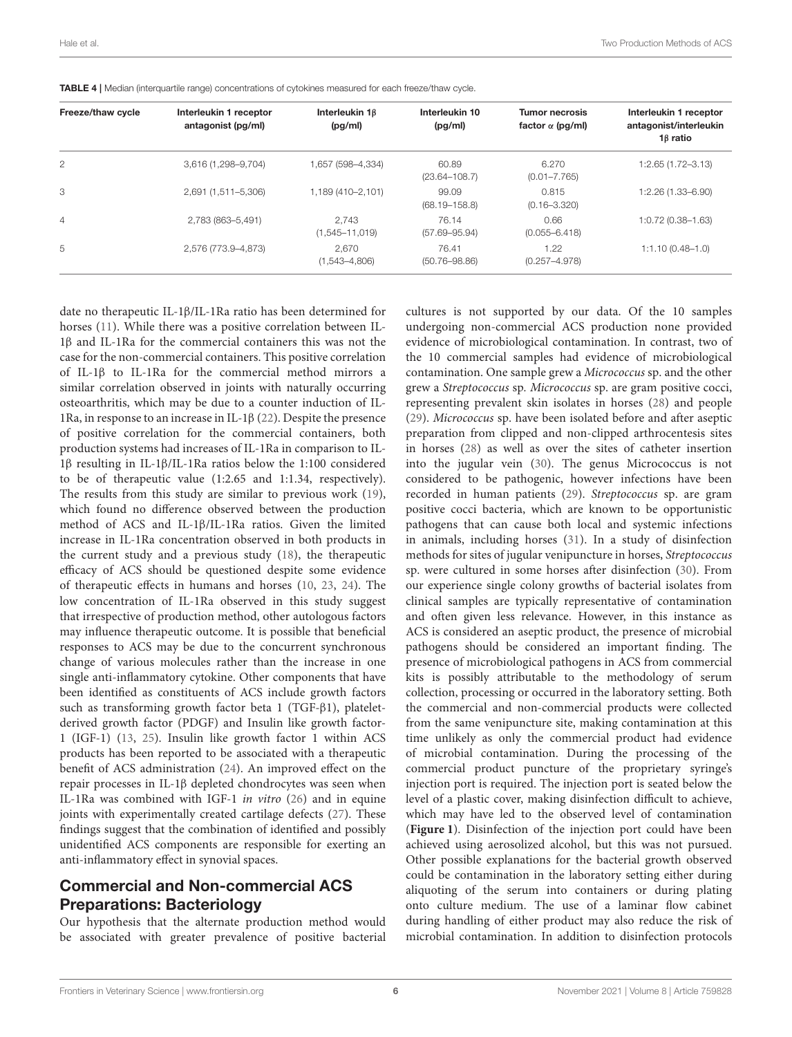**TABLE 4** | Median (interquartile range) concentrations of cytokines measured for each freeze/thaw cycle.

| Freeze/thaw cycle | Interleukin 1 receptor antagonist (pg/ml) | Interleukin 1β (pg/ml) | Interleukin 10 (pg/ml) | Tumor necrosis factor α (pg/ml) | Interleukin 1 receptor antagonist/interleukin 1β ratio |
|---|---|---|---|---|---|
| 2 | 3,616 (1,298–9,704) | 1,657 (598–4,334) | 60.89 (23.64–108.7) | 6.270 (0.01–7.765) | 1:2.65 (1.72–3.13) |
| 3 | 2,691 (1,511–5,306) | 1,189 (410–2,101) | 99.09 (68.19–158.8) | 0.815 (0.16–3.320) | 1:2.26 (1.33–6.90) |
| 4 | 2,783 (863–5,491) | 2,743 (1,545–11,019) | 76.14 (57.69–95.94) | 0.66 (0.055–6.418) | 1:0.72 (0.38–1.63) |
| 5 | 2,576 (773.9–4,873) | 2,670 (1,543–4,806) | 76.41 (50.76–98.86) | 1.22 (0.257–4.978) | 1:1.10 (0.48–1.0) |

date no therapeutic IL-1β/IL-1Ra ratio has been determined for horses (11). While there was a positive correlation between IL-1β and IL-1Ra for the commercial containers this was not the case for the non-commercial containers. This positive correlation of IL-1β to IL-1Ra for the commercial method mirrors a similar correlation observed in joints with naturally occurring osteoarthritis, which may be due to a counter induction of IL-1Ra, in response to an increase in IL-1β (22). Despite the presence of positive correlation for the commercial containers, both production systems had increases of IL-1Ra in comparison to IL-1β resulting in IL-1β/IL-1Ra ratios below the 1:100 considered to be of therapeutic value (1:2.65 and 1:1.34, respectively). The results from this study are similar to previous work (19), which found no difference observed between the production method of ACS and IL-1β/IL-1Ra ratios. Given the limited increase in IL-1Ra concentration observed in both products in the current study and a previous study (18), the therapeutic efficacy of ACS should be questioned despite some evidence of therapeutic effects in humans and horses (10, 23, 24). The low concentration of IL-1Ra observed in this study suggest that irrespective of production method, other autologous factors may influence therapeutic outcome. It is possible that beneficial responses to ACS may be due to the concurrent synchronous change of various molecules rather than the increase in one single anti-inflammatory cytokine. Other components that have been identified as constituents of ACS include growth factors such as transforming growth factor beta 1 (TGF-β1), platelet-derived growth factor (PDGF) and Insulin like growth factor-1 (IGF-1) (13, 25). Insulin like growth factor 1 within ACS products has been reported to be associated with a therapeutic benefit of ACS administration (24). An improved effect on the repair processes in IL-1β depleted chondrocytes was seen when IL-1Ra was combined with IGF-1 *in vitro* (26) and in equine joints with experimentally created cartilage defects (27). These findings suggest that the combination of identified and possibly unidentified ACS components are responsible for exerting an anti-inflammatory effect in synovial spaces.

## Commercial and Non-commercial ACS Preparations: Bacteriology

Our hypothesis that the alternate production method would be associated with greater prevalence of positive bacterial cultures is not supported by our data. Of the 10 samples undergoing non-commercial ACS production none provided evidence of microbiological contamination. In contrast, two of the 10 commercial samples had evidence of microbiological contamination. One sample grew a *Micrococcus* sp. and the other grew a *Streptococcus* sp. *Micrococcus* sp. are gram positive cocci, representing prevalent skin isolates in horses (28) and people (29). *Micrococcus* sp. have been isolated before and after aseptic preparation from clipped and non-clipped arthrocentesis sites in horses (28) as well as over the sites of catheter insertion into the jugular vein (30). The genus Micrococcus is not considered to be pathogenic, however infections have been recorded in human patients (29). *Streptococcus* sp. are gram positive cocci bacteria, which are known to be opportunistic pathogens that can cause both local and systemic infections in animals, including horses (31). In a study of disinfection methods for sites of jugular venipuncture in horses, *Streptococcus* sp. were cultured in some horses after disinfection (30). From our experience single colony growths of bacterial isolates from clinical samples are typically representative of contamination and often given less relevance. However, in this instance as ACS is considered an aseptic product, the presence of microbial pathogens should be considered an important finding. The presence of microbiological pathogens in ACS from commercial kits is possibly attributable to the methodology of serum collection, processing or occurred in the laboratory setting. Both the commercial and non-commercial products were collected from the same venipuncture site, making contamination at this time unlikely as only the commercial product had evidence of microbial contamination. During the processing of the commercial product puncture of the proprietary syringe's injection port is required. The injection port is seated below the level of a plastic cover, making disinfection difficult to achieve, which may have led to the observed level of contamination (**Figure 1**). Disinfection of the injection port could have been achieved using aerosolized alcohol, but this was not pursued. Other possible explanations for the bacterial growth observed could be contamination in the laboratory setting either during aliquoting of the serum into containers or during plating onto culture medium. The use of a laminar flow cabinet during handling of either product may also reduce the risk of microbial contamination. In addition to disinfection protocols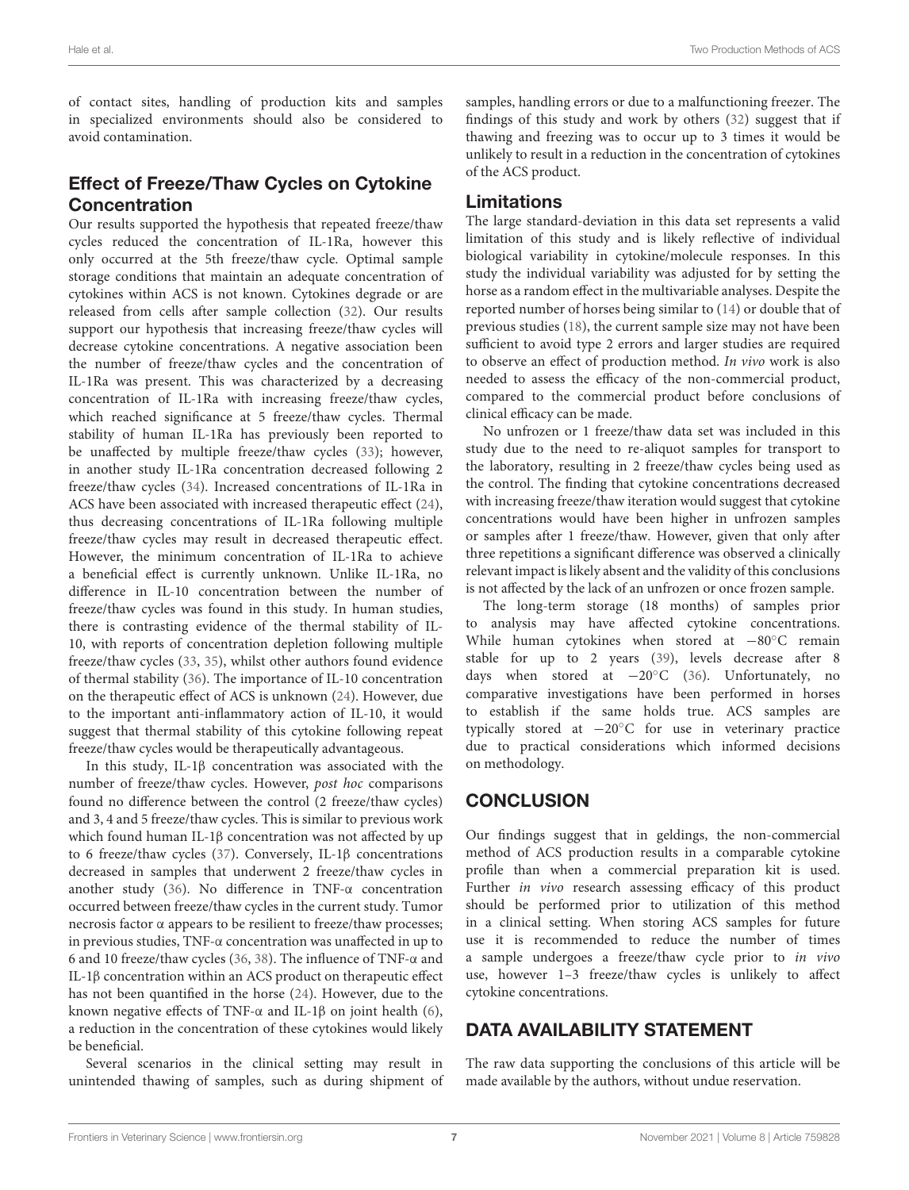of contact sites, handling of production kits and samples in specialized environments should also be considered to avoid contamination.

## Effect of Freeze/Thaw Cycles on Cytokine Concentration

Our results supported the hypothesis that repeated freeze/thaw cycles reduced the concentration of IL-1Ra, however this only occurred at the 5th freeze/thaw cycle. Optimal sample storage conditions that maintain an adequate concentration of cytokines within ACS is not known. Cytokines degrade or are released from cells after sample collection (32). Our results support our hypothesis that increasing freeze/thaw cycles will decrease cytokine concentrations. A negative association been the number of freeze/thaw cycles and the concentration of IL-1Ra was present. This was characterized by a decreasing concentration of IL-1Ra with increasing freeze/thaw cycles, which reached significance at 5 freeze/thaw cycles. Thermal stability of human IL-1Ra has previously been reported to be unaffected by multiple freeze/thaw cycles (33); however, in another study IL-1Ra concentration decreased following 2 freeze/thaw cycles (34). Increased concentrations of IL-1Ra in ACS have been associated with increased therapeutic effect (24), thus decreasing concentrations of IL-1Ra following multiple freeze/thaw cycles may result in decreased therapeutic effect. However, the minimum concentration of IL-1Ra to achieve a beneficial effect is currently unknown. Unlike IL-1Ra, no difference in IL-10 concentration between the number of freeze/thaw cycles was found in this study. In human studies, there is contrasting evidence of the thermal stability of IL-10, with reports of concentration depletion following multiple freeze/thaw cycles (33, 35), whilst other authors found evidence of thermal stability (36). The importance of IL-10 concentration on the therapeutic effect of ACS is unknown (24). However, due to the important anti-inflammatory action of IL-10, it would suggest that thermal stability of this cytokine following repeat freeze/thaw cycles would be therapeutically advantageous.

In this study, IL-1β concentration was associated with the number of freeze/thaw cycles. However, *post hoc* comparisons found no difference between the control (2 freeze/thaw cycles) and 3, 4 and 5 freeze/thaw cycles. This is similar to previous work which found human IL-1β concentration was not affected by up to 6 freeze/thaw cycles (37). Conversely, IL-1β concentrations decreased in samples that underwent 2 freeze/thaw cycles in another study (36). No difference in TNF-α concentration occurred between freeze/thaw cycles in the current study. Tumor necrosis factor α appears to be resilient to freeze/thaw processes; in previous studies, TNF-α concentration was unaffected in up to 6 and 10 freeze/thaw cycles (36, 38). The influence of TNF-α and IL-1β concentration within an ACS product on therapeutic effect has not been quantified in the horse (24). However, due to the known negative effects of TNF-α and IL-1β on joint health (6), a reduction in the concentration of these cytokines would likely be beneficial.

Several scenarios in the clinical setting may result in unintended thawing of samples, such as during shipment of samples, handling errors or due to a malfunctioning freezer. The findings of this study and work by others (32) suggest that if thawing and freezing was to occur up to 3 times it would be unlikely to result in a reduction in the concentration of cytokines of the ACS product.

## Limitations

The large standard-deviation in this data set represents a valid limitation of this study and is likely reflective of individual biological variability in cytokine/molecule responses. In this study the individual variability was adjusted for by setting the horse as a random effect in the multivariable analyses. Despite the reported number of horses being similar to (14) or double that of previous studies (18), the current sample size may not have been sufficient to avoid type 2 errors and larger studies are required to observe an effect of production method. *In vivo* work is also needed to assess the efficacy of the non-commercial product, compared to the commercial product before conclusions of clinical efficacy can be made.

No unfrozen or 1 freeze/thaw data set was included in this study due to the need to re-aliquot samples for transport to the laboratory, resulting in 2 freeze/thaw cycles being used as the control. The finding that cytokine concentrations decreased with increasing freeze/thaw iteration would suggest that cytokine concentrations would have been higher in unfrozen samples or samples after 1 freeze/thaw. However, given that only after three repetitions a significant difference was observed a clinically relevant impact is likely absent and the validity of this conclusions is not affected by the lack of an unfrozen or once frozen sample.

The long-term storage (18 months) of samples prior to analysis may have affected cytokine concentrations. While human cytokines when stored at −80°C remain stable for up to 2 years (39), levels decrease after 8 days when stored at −20°C (36). Unfortunately, no comparative investigations have been performed in horses to establish if the same holds true. ACS samples are typically stored at −20°C for use in veterinary practice due to practical considerations which informed decisions on methodology.

# CONCLUSION

Our findings suggest that in geldings, the non-commercial method of ACS production results in a comparable cytokine profile than when a commercial preparation kit is used. Further *in vivo* research assessing efficacy of this product should be performed prior to utilization of this method in a clinical setting. When storing ACS samples for future use it is recommended to reduce the number of times a sample undergoes a freeze/thaw cycle prior to *in vivo* use, however 1–3 freeze/thaw cycles is unlikely to affect cytokine concentrations.

# DATA AVAILABILITY STATEMENT

The raw data supporting the conclusions of this article will be made available by the authors, without undue reservation.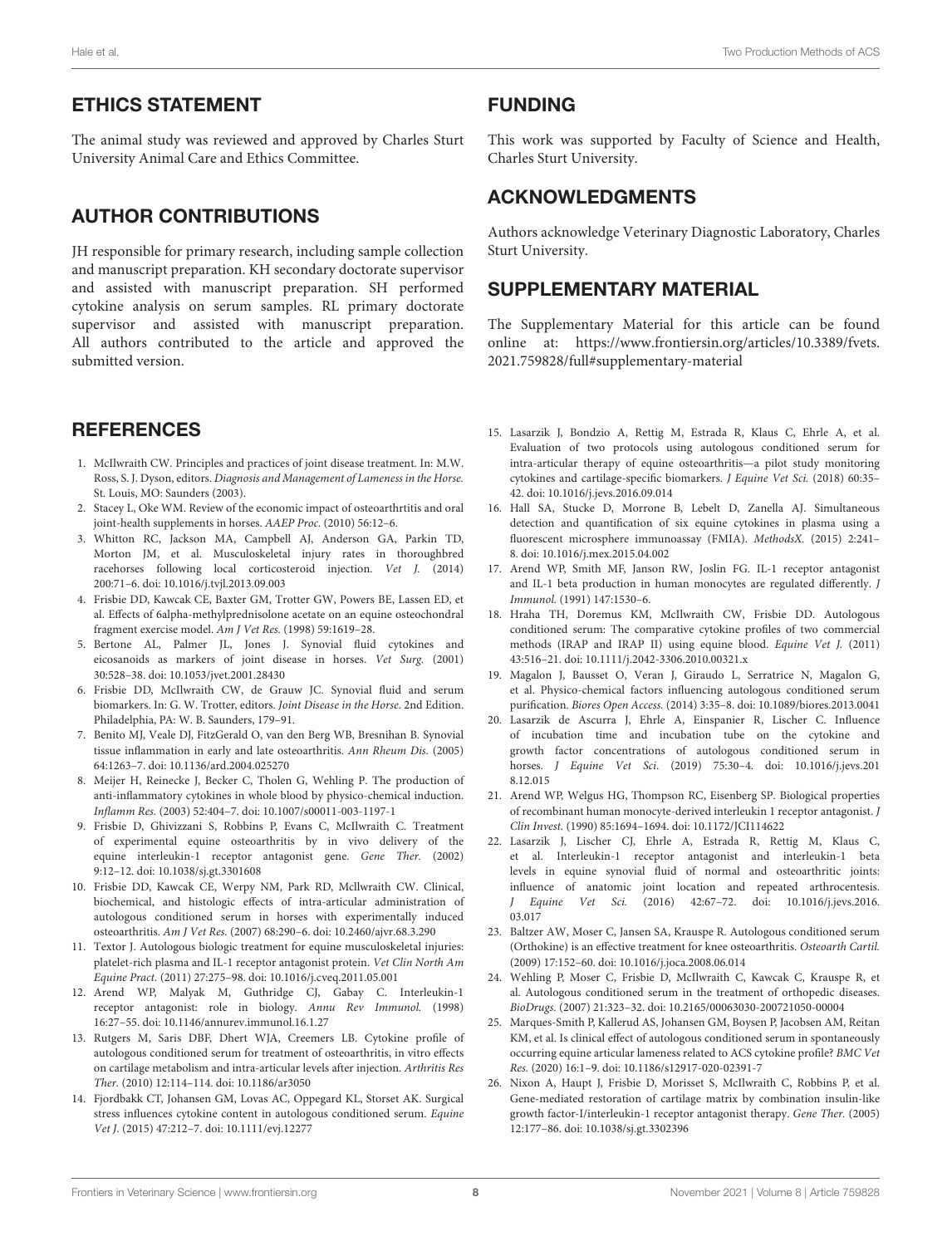## ETHICS STATEMENT

The animal study was reviewed and approved by Charles Sturt University Animal Care and Ethics Committee.

## AUTHOR CONTRIBUTIONS

JH responsible for primary research, including sample collection and manuscript preparation. KH secondary doctorate supervisor and assisted with manuscript preparation. SH performed cytokine analysis on serum samples. RL primary doctorate supervisor and assisted with manuscript preparation. All authors contributed to the article and approved the submitted version.

## FUNDING

This work was supported by Faculty of Science and Health, Charles Sturt University.

## ACKNOWLEDGMENTS

Authors acknowledge Veterinary Diagnostic Laboratory, Charles Sturt University.

## SUPPLEMENTARY MATERIAL

The Supplementary Material for this article can be found online at: https://www.frontiersin.org/articles/10.3389/fvets.2021.759828/full#supplementary-material

## REFERENCES

1. McIlwraith CW. Principles and practices of joint disease treatment. In: M.W. Ross, S. J. Dyson, editors. *Diagnosis and Management of Lameness in the Horse*. St. Louis, MO: Saunders (2003).
2. Stacey L, Oke WM. Review of the economic impact of osteoarthrtitis and oral joint-health supplements in horses. *AAEP Proc.* (2010) 56:12–6.
3. Whitton RC, Jackson MA, Campbell AJ, Anderson GA, Parkin TD, Morton JM, et al. Musculoskeletal injury rates in thoroughbred racehorses following local corticosteroid injection. *Vet J.* (2014) 200:71–6. doi: 10.1016/j.tvjl.2013.09.003
4. Frisbie DD, Kawcak CE, Baxter GM, Trotter GW, Powers BE, Lassen ED, et al. Effects of 6alpha-methylprednisolone acetate on an equine osteochondral fragment exercise model. *Am J Vet Res.* (1998) 59:1619–28.
5. Bertone AL, Palmer JL, Jones J. Synovial fluid cytokines and eicosanoids as markers of joint disease in horses. *Vet Surg.* (2001) 30:528–38. doi: 10.1053/jvet.2001.28430
6. Frisbie DD, McIlwraith CW, de Grauw JC. Synovial fluid and serum biomarkers. In: G. W. Trotter, editors. *Joint Disease in the Horse*. 2nd Edition. Philadelphia, PA: W. B. Saunders, 179–91.
7. Benito MJ, Veale DJ, FitzGerald O, van den Berg WB, Bresnihan B. Synovial tissue inflammation in early and late osteoarthritis. *Ann Rheum Dis.* (2005) 64:1263–7. doi: 10.1136/ard.2004.025270
8. Meijer H, Reinecke J, Becker C, Tholen G, Wehling P. The production of anti-inflammatory cytokines in whole blood by physico-chemical induction. *Inflamm Res.* (2003) 52:404–7. doi: 10.1007/s00011-003-1197-1
9. Frisbie D, Ghivizzani S, Robbins P, Evans C, McIlwraith C. Treatment of experimental equine osteoarthritis by in vivo delivery of the equine interleukin-1 receptor antagonist gene. *Gene Ther.* (2002) 9:12–12. doi: 10.1038/sj.gt.3301608
10. Frisbie DD, Kawcak CE, Werpy NM, Park RD, Mcllwraith CW. Clinical, biochemical, and histologic effects of intra-articular administration of autologous conditioned serum in horses with experimentally induced osteoarthritis. *Am J Vet Res.* (2007) 68:290–6. doi: 10.2460/ajvr.68.3.290
11. Textor J. Autologous biologic treatment for equine musculoskeletal injuries: platelet-rich plasma and IL-1 receptor antagonist protein. *Vet Clin North Am Equine Pract.* (2011) 27:275–98. doi: 10.1016/j.cveq.2011.05.001
12. Arend WP, Malyak M, Guthridge CJ, Gabay C. Interleukin-1 receptor antagonist: role in biology. *Annu Rev Immunol.* (1998) 16:27–55. doi: 10.1146/annurev.immunol.16.1.27
13. Rutgers M, Saris DBF, Dhert WJA, Creemers LB. Cytokine profile of autologous conditioned serum for treatment of osteoarthritis, in vitro effects on cartilage metabolism and intra-articular levels after injection. *Arthritis Res Ther.* (2010) 12:114–114. doi: 10.1186/ar3050
14. Fjordbakk CT, Johansen GM, Lovas AC, Oppegard KL, Storset AK. Surgical stress influences cytokine content in autologous conditioned serum. *Equine Vet J.* (2015) 47:212–7. doi: 10.1111/evj.12277
15. Lasarzik J, Bondzio A, Rettig M, Estrada R, Klaus C, Ehrle A, et al. Evaluation of two protocols using autologous conditioned serum for intra-articular therapy of equine osteoarthritis—a pilot study monitoring cytokines and cartilage-specific biomarkers. *J Equine Vet Sci.* (2018) 60:35–42. doi: 10.1016/j.jevs.2016.09.014
16. Hall SA, Stucke D, Morrone B, Lebelt D, Zanella AJ. Simultaneous detection and quantification of six equine cytokines in plasma using a fluorescent microsphere immunoassay (FMIA). *MethodsX.* (2015) 2:241–8. doi: 10.1016/j.mex.2015.04.002
17. Arend WP, Smith MF, Janson RW, Joslin FG. IL-1 receptor antagonist and IL-1 beta production in human monocytes are regulated differently. *J Immunol.* (1991) 147:1530–6.
18. Hraha TH, Doremus KM, McIlwraith CW, Frisbie DD. Autologous conditioned serum: The comparative cytokine profiles of two commercial methods (IRAP and IRAP II) using equine blood. *Equine Vet J.* (2011) 43:516–21. doi: 10.1111/j.2042-3306.2010.00321.x
19. Magalon J, Bausset O, Veran J, Giraudo L, Serratrice N, Magalon G, et al. Physico-chemical factors influencing autologous conditioned serum purification. *Biores Open Access.* (2014) 3:35–8. doi: 10.1089/biores.2013.0041
20. Lasarzik de Ascurra J, Ehrle A, Einspanier R, Lischer C. Influence of incubation time and incubation tube on the cytokine and growth factor concentrations of autologous conditioned serum in horses. *J Equine Vet Sci.* (2019) 75:30–4. doi: 10.1016/j.jevs.2018.12.015
21. Arend WP, Welgus HG, Thompson RC, Eisenberg SP. Biological properties of recombinant human monocyte-derived interleukin 1 receptor antagonist. *J Clin Invest.* (1990) 85:1694–1694. doi: 10.1172/JCI114622
22. Lasarzik J, Lischer CJ, Ehrle A, Estrada R, Rettig M, Klaus C, et al. Interleukin-1 receptor antagonist and interleukin-1 beta levels in equine synovial fluid of normal and osteoarthritic joints: influence of anatomic joint location and repeated arthrocentesis. *J Equine Vet Sci.* (2016) 42:67–72. doi: 10.1016/j.jevs.2016.03.017
23. Baltzer AW, Moser C, Jansen SA, Krauspe R. Autologous conditioned serum (Orthokine) is an effective treatment for knee osteoarthritis. *Osteoarth Cartil.* (2009) 17:152–60. doi: 10.1016/j.joca.2008.06.014
24. Wehling P, Moser C, Frisbie D, McIlwraith C, Kawcak C, Krauspe R, et al. Autologous conditioned serum in the treatment of orthopedic diseases. *BioDrugs.* (2007) 21:323–32. doi: 10.2165/00063030-200721050-00004
25. Marques-Smith P, Kallerud AS, Johansen GM, Boysen P, Jacobsen AM, Reitan KM, et al. Is clinical effect of autologous conditioned serum in spontaneously occurring equine articular lameness related to ACS cytokine profile? *BMC Vet Res.* (2020) 16:1–9. doi: 10.1186/s12917-020-02391-7
26. Nixon A, Haupt J, Frisbie D, Morisset S, McIlwraith C, Robbins P, et al. Gene-mediated restoration of cartilage matrix by combination insulin-like growth factor-I/interleukin-1 receptor antagonist therapy. *Gene Ther.* (2005) 12:177–86. doi: 10.1038/sj.gt.3302396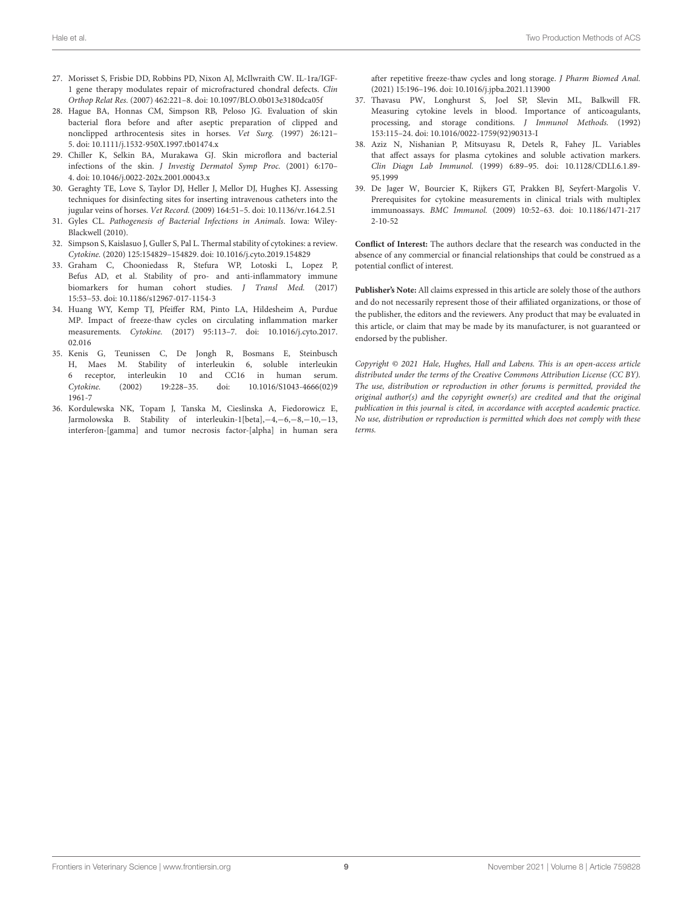27. Morisset S, Frisbie DD, Robbins PD, Nixon AJ, McIlwraith CW. IL-1ra/IGF-1 gene therapy modulates repair of microfractured chondral defects. *Clin Orthop Relat Res*. (2007) 462:221–8. doi: 10.1097/BLO.0b013e3180dca05f
28. Hague BA, Honnas CM, Simpson RB, Peloso JG. Evaluation of skin bacterial flora before and after aseptic preparation of clipped and nonclipped arthrocentesis sites in horses. *Vet Surg.* (1997) 26:121–5. doi: 10.1111/j.1532-950X.1997.tb01474.x
29. Chiller K, Selkin BA, Murakawa GJ. Skin microflora and bacterial infections of the skin. *J Investig Dermatol Symp Proc.* (2001) 6:170–4. doi: 10.1046/j.0022-202x.2001.00043.x
30. Geraghty TE, Love S, Taylor DJ, Heller J, Mellor DJ, Hughes KJ. Assessing techniques for disinfecting sites for inserting intravenous catheters into the jugular veins of horses. *Vet Record.* (2009) 164:51–5. doi: 10.1136/vr.164.2.51
31. Gyles CL. *Pathogenesis of Bacterial Infections in Animals*. Iowa: Wiley-Blackwell (2010).
32. Simpson S, Kaislasuo J, Guller S, Pal L. Thermal stability of cytokines: a review. *Cytokine.* (2020) 125:154829–154829. doi: 10.1016/j.cyto.2019.154829
33. Graham C, Chooniedass R, Stefura WP, Lotoski L, Lopez P, Befus AD, et al. Stability of pro- and anti-inflammatory immune biomarkers for human cohort studies. *J Transl Med.* (2017) 15:53–53. doi: 10.1186/s12967-017-1154-3
34. Huang WY, Kemp TJ, Pfeiffer RM, Pinto LA, Hildesheim A, Purdue MP. Impact of freeze-thaw cycles on circulating inflammation marker measurements. *Cytokine.* (2017) 95:113–7. doi: 10.1016/j.cyto.2017.02.016
35. Kenis G, Teunissen C, De Jongh R, Bosmans E, Steinbusch H, Maes M. Stability of interleukin 6, soluble interleukin 6 receptor, interleukin 10 and CC16 in human serum. *Cytokine.* (2002) 19:228–35. doi: 10.1016/S1043-4666(02)91961-7
36. Kordulewska NK, Topam J, Tanska M, Cieslinska A, Fiedorowicz E, Jarmolowska B. Stability of interleukin-1[beta],−4,−6,−8,−10,−13, interferon-[gamma] and tumor necrosis factor-[alpha] in human sera after repetitive freeze-thaw cycles and long storage. *J Pharm Biomed Anal.* (2021) 15:196–196. doi: 10.1016/j.jpba.2021.113900
37. Thavasu PW, Longhurst S, Joel SP, Slevin ML, Balkwill FR. Measuring cytokine levels in blood. Importance of anticoagulants, processing, and storage conditions. *J Immunol Methods.* (1992) 153:115–24. doi: 10.1016/0022-1759(92)90313-I
38. Aziz N, Nishanian P, Mitsuyasu R, Detels R, Fahey JL. Variables that affect assays for plasma cytokines and soluble activation markers. *Clin Diagn Lab Immunol.* (1999) 6:89–95. doi: 10.1128/CDLI.6.1.89-95.1999
39. De Jager W, Bourcier K, Rijkers GT, Prakken BJ, Seyfert-Margolis V. Prerequisites for cytokine measurements in clinical trials with multiplex immunoassays. *BMC Immunol.* (2009) 10:52–63. doi: 10.1186/1471-2172-10-52

**Conflict of Interest:** The authors declare that the research was conducted in the absence of any commercial or financial relationships that could be construed as a potential conflict of interest.

**Publisher's Note:** All claims expressed in this article are solely those of the authors and do not necessarily represent those of their affiliated organizations, or those of the publisher, the editors and the reviewers. Any product that may be evaluated in this article, or claim that may be made by its manufacturer, is not guaranteed or endorsed by the publisher.

*Copyright © 2021 Hale, Hughes, Hall and Labens. This is an open-access article distributed under the terms of the Creative Commons Attribution License (CC BY). The use, distribution or reproduction in other forums is permitted, provided the original author(s) and the copyright owner(s) are credited and that the original publication in this journal is cited, in accordance with accepted academic practice. No use, distribution or reproduction is permitted which does not comply with these terms.*